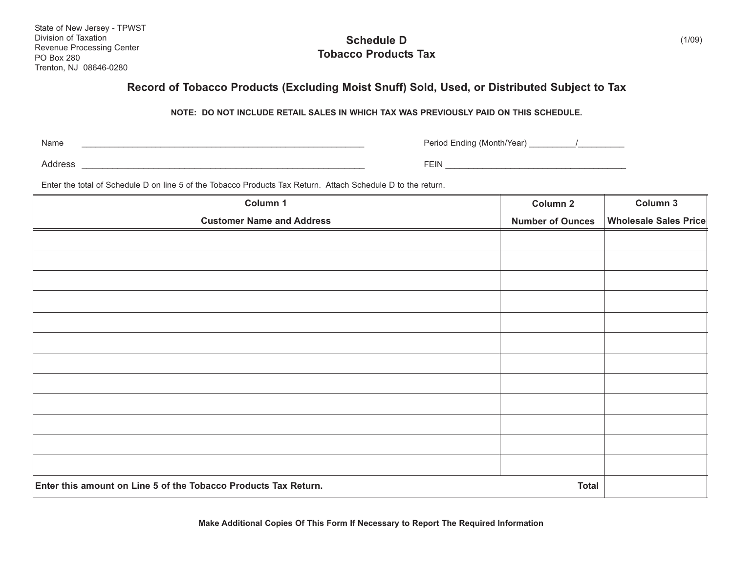State of New Jersey - TPWST
Division of Taxation
Revenue Processing Center
PO Box 280
Trenton, NJ 08646-0280

# Schedule D
# Tobacco Products Tax

(1/09)

## Record of Tobacco Products (Excluding Moist Snuff) Sold, Used, or Distributed Subject to Tax

**NOTE: DO NOT INCLUDE RETAIL SALES IN WHICH TAX WAS PREVIOUSLY PAID ON THIS SCHEDULE.**

Name ____________________________________________ Period Ending (Month/Year) __________/__________

Address __________________________________________ FEIN ______________________________________

Enter the total of Schedule D on line 5 of the Tobacco Products Tax Return. Attach Schedule D to the return.

| Column 1<br>Customer Name and Address | Column 2<br>Number of Ounces | Column 3<br>Wholesale Sales Price |
|---|---|---|
| | | |
| | | |
| | | |
| | | |
| | | |
| | | |
| | | |
| | | |
| | | |
| | | |
| | | |
| | | |
| **Enter this amount on Line 5 of the Tobacco Products Tax Return.** | **Total** | |

**Make Additional Copies Of This Form If Necessary to Report The Required Information**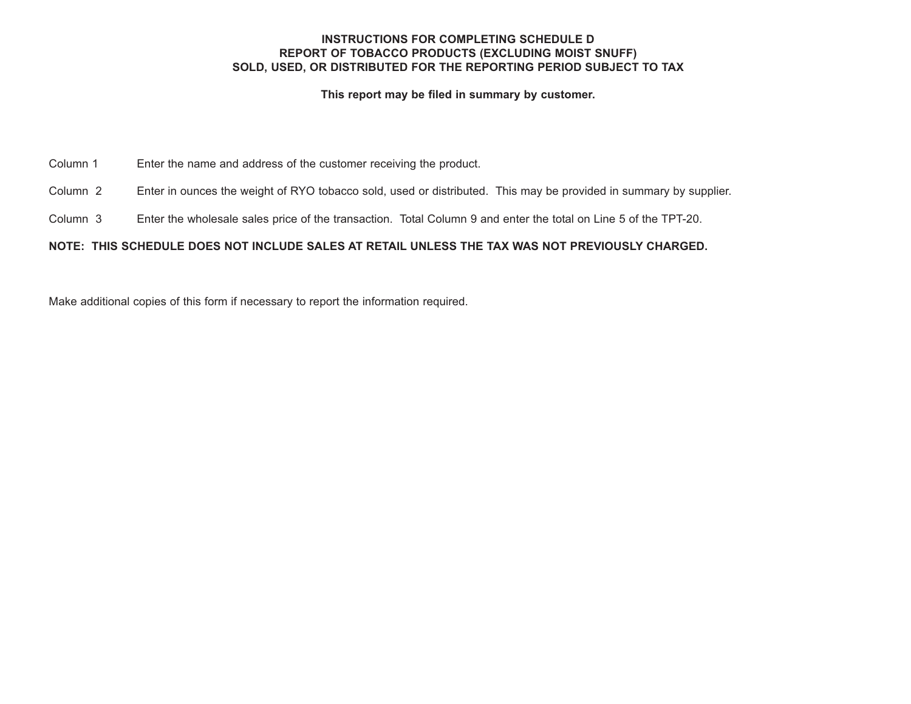**INSTRUCTIONS FOR COMPLETING SCHEDULE D**
**REPORT OF TOBACCO PRODUCTS (EXCLUDING MOIST SNUFF)**
**SOLD, USED, OR DISTRIBUTED FOR THE REPORTING PERIOD SUBJECT TO TAX**

**This report may be filed in summary by customer.**

Column 1 Enter the name and address of the customer receiving the product.

Column 2 Enter in ounces the weight of RYO tobacco sold, used or distributed. This may be provided in summary by supplier.

Column 3 Enter the wholesale sales price of the transaction. Total Column 9 and enter the total on Line 5 of the TPT-20.

**NOTE: THIS SCHEDULE DOES NOT INCLUDE SALES AT RETAIL UNLESS THE TAX WAS NOT PREVIOUSLY CHARGED.**

Make additional copies of this form if necessary to report the information required.